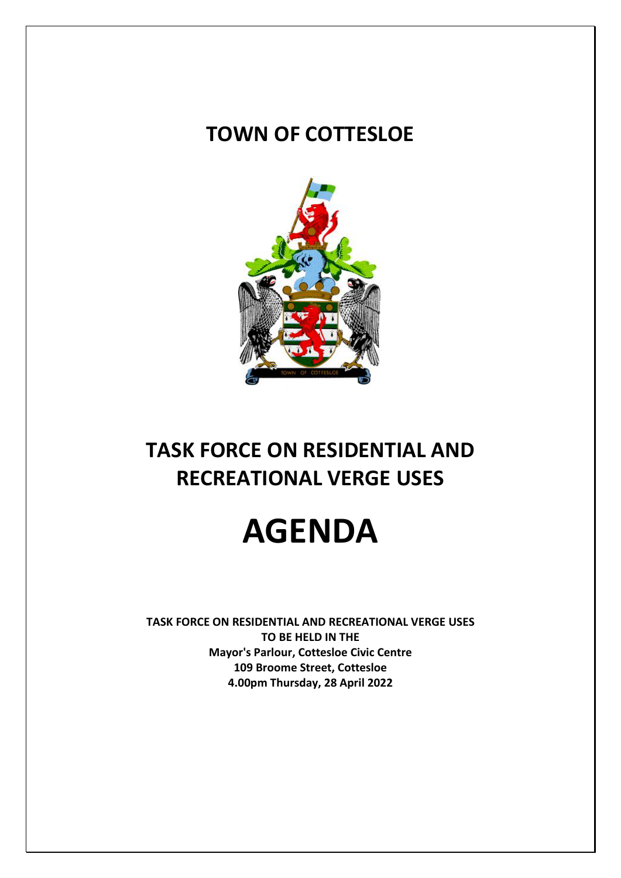# TOWN OF COTTESLOE

# TASK FORCE ON RESIDENTIAL AND RECREATIONAL VERGE USES

# AGENDA

**TASK FORCE ON RESIDENTIAL AND RECREATIONAL VERGE USES**
**TO BE HELD IN THE**
**Mayor's Parlour, Cottesloe Civic Centre**
**109 Broome Street, Cottesloe**
**4.00pm Thursday, 28 April 2022**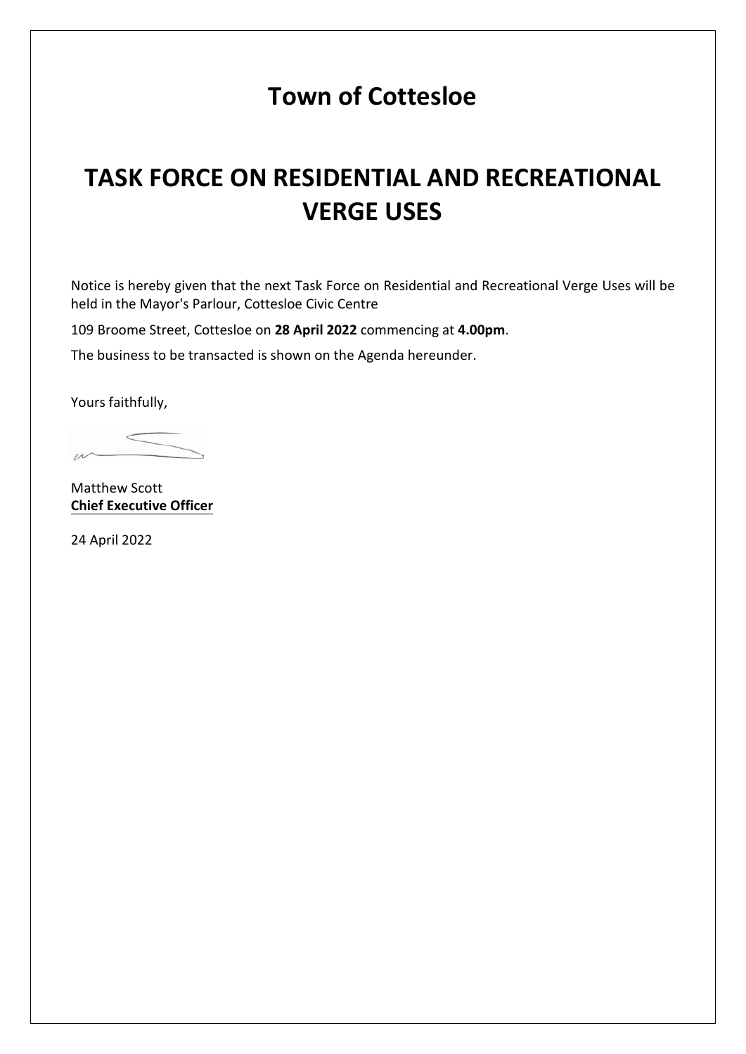# Town of Cottesloe

# TASK FORCE ON RESIDENTIAL AND RECREATIONAL VERGE USES

Notice is hereby given that the next Task Force on Residential and Recreational Verge Uses will be held in the Mayor's Parlour, Cottesloe Civic Centre

109 Broome Street, Cottesloe on **28 April 2022** commencing at **4.00pm**.

The business to be transacted is shown on the Agenda hereunder.

Yours faithfully,

Matthew Scott
**Chief Executive Officer**

24 April 2022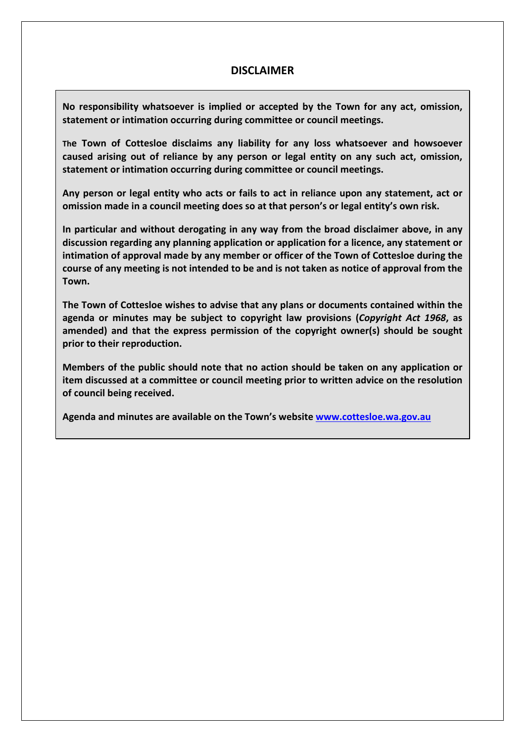## DISCLAIMER

**No responsibility whatsoever is implied or accepted by the Town for any act, omission, statement or intimation occurring during committee or council meetings.**

**The Town of Cottesloe disclaims any liability for any loss whatsoever and howsoever caused arising out of reliance by any person or legal entity on any such act, omission, statement or intimation occurring during committee or council meetings.**

**Any person or legal entity who acts or fails to act in reliance upon any statement, act or omission made in a council meeting does so at that person's or legal entity's own risk.**

**In particular and without derogating in any way from the broad disclaimer above, in any discussion regarding any planning application or application for a licence, any statement or intimation of approval made by any member or officer of the Town of Cottesloe during the course of any meeting is not intended to be and is not taken as notice of approval from the Town.**

**The Town of Cottesloe wishes to advise that any plans or documents contained within the agenda or minutes may be subject to copyright law provisions (*Copyright Act 1968*, as amended) and that the express permission of the copyright owner(s) should be sought prior to their reproduction.**

**Members of the public should note that no action should be taken on any application or item discussed at a committee or council meeting prior to written advice on the resolution of council being received.**

**Agenda and minutes are available on the Town's website [www.cottesloe.wa.gov.au](http://www.cottesloe.wa.gov.au)**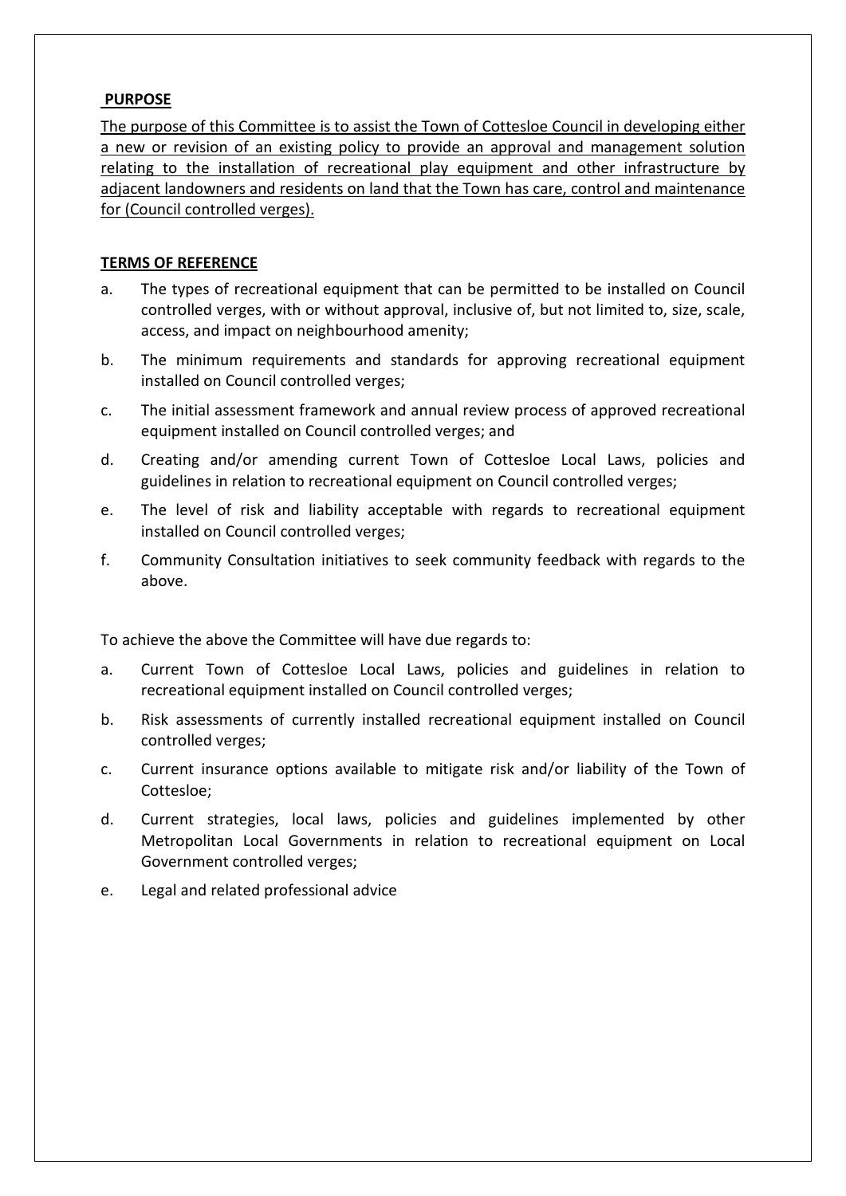## PURPOSE

The purpose of this Committee is to assist the Town of Cottesloe Council in developing either a new or revision of an existing policy to provide an approval and management solution relating to the installation of recreational play equipment and other infrastructure by adjacent landowners and residents on land that the Town has care, control and maintenance for (Council controlled verges).

## TERMS OF REFERENCE

a. The types of recreational equipment that can be permitted to be installed on Council controlled verges, with or without approval, inclusive of, but not limited to, size, scale, access, and impact on neighbourhood amenity;

b. The minimum requirements and standards for approving recreational equipment installed on Council controlled verges;

c. The initial assessment framework and annual review process of approved recreational equipment installed on Council controlled verges; and

d. Creating and/or amending current Town of Cottesloe Local Laws, policies and guidelines in relation to recreational equipment on Council controlled verges;

e. The level of risk and liability acceptable with regards to recreational equipment installed on Council controlled verges;

f. Community Consultation initiatives to seek community feedback with regards to the above.

To achieve the above the Committee will have due regards to:

a. Current Town of Cottesloe Local Laws, policies and guidelines in relation to recreational equipment installed on Council controlled verges;

b. Risk assessments of currently installed recreational equipment installed on Council controlled verges;

c. Current insurance options available to mitigate risk and/or liability of the Town of Cottesloe;

d. Current strategies, local laws, policies and guidelines implemented by other Metropolitan Local Governments in relation to recreational equipment on Local Government controlled verges;

e. Legal and related professional advice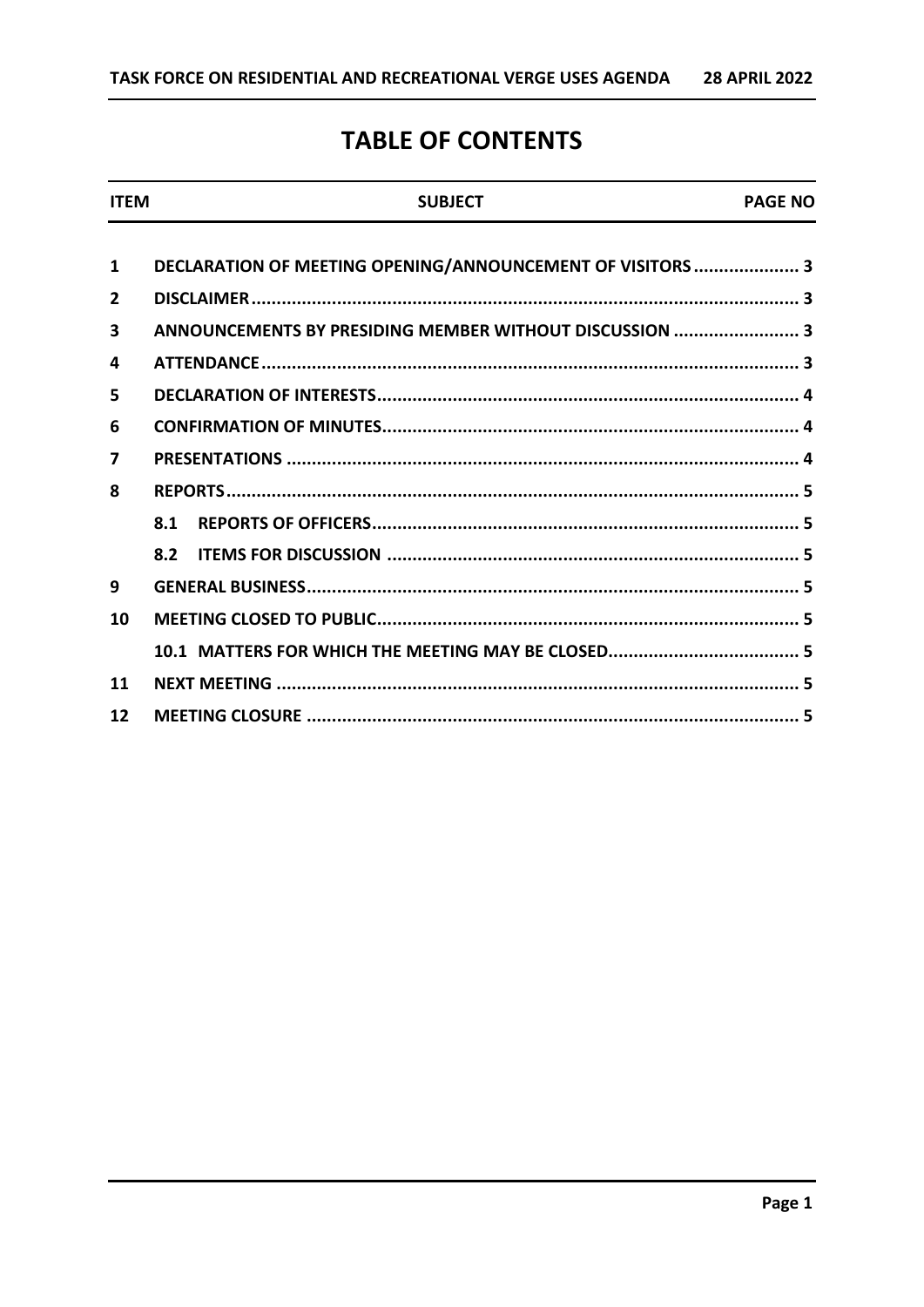# TABLE OF CONTENTS

| ITEM | SUBJECT | PAGE NO |
|---|---|---|
| 1 | DECLARATION OF MEETING OPENING/ANNOUNCEMENT OF VISITORS | 3 |
| 2 | DISCLAIMER | 3 |
| 3 | ANNOUNCEMENTS BY PRESIDING MEMBER WITHOUT DISCUSSION | 3 |
| 4 | ATTENDANCE | 3 |
| 5 | DECLARATION OF INTERESTS | 4 |
| 6 | CONFIRMATION OF MINUTES | 4 |
| 7 | PRESENTATIONS | 4 |
| 8 | REPORTS | 5 |
| | 8.1 REPORTS OF OFFICERS | 5 |
| | 8.2 ITEMS FOR DISCUSSION | 5 |
| 9 | GENERAL BUSINESS | 5 |
| 10 | MEETING CLOSED TO PUBLIC | 5 |
| | 10.1 MATTERS FOR WHICH THE MEETING MAY BE CLOSED | 5 |
| 11 | NEXT MEETING | 5 |
| 12 | MEETING CLOSURE | 5 |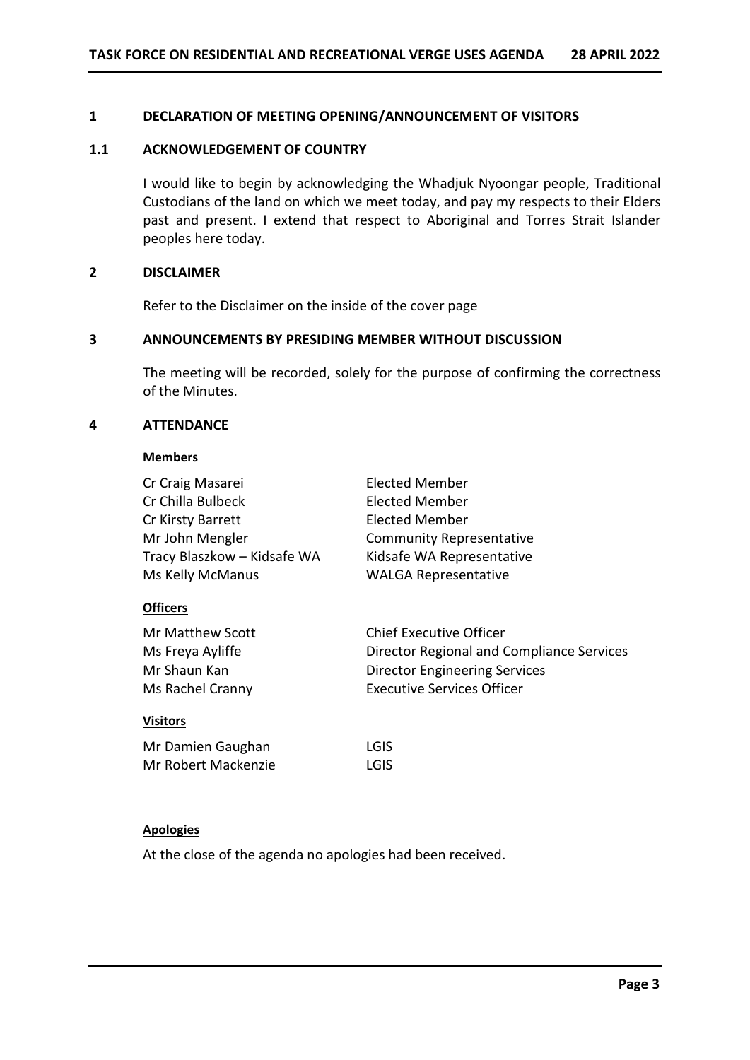## 1 DECLARATION OF MEETING OPENING/ANNOUNCEMENT OF VISITORS

### 1.1 ACKNOWLEDGEMENT OF COUNTRY

I would like to begin by acknowledging the Whadjuk Nyoongar people, Traditional Custodians of the land on which we meet today, and pay my respects to their Elders past and present. I extend that respect to Aboriginal and Torres Strait Islander peoples here today.

## 2 DISCLAIMER

Refer to the Disclaimer on the inside of the cover page

## 3 ANNOUNCEMENTS BY PRESIDING MEMBER WITHOUT DISCUSSION

The meeting will be recorded, solely for the purpose of confirming the correctness of the Minutes.

## 4 ATTENDANCE

**Members**

| | |
|---|---|
| Cr Craig Masarei | Elected Member |
| Cr Chilla Bulbeck | Elected Member |
| Cr Kirsty Barrett | Elected Member |
| Mr John Mengler | Community Representative |
| Tracy Blaszkow – Kidsafe WA | Kidsafe WA Representative |
| Ms Kelly McManus | WALGA Representative |

**Officers**

| | |
|---|---|
| Mr Matthew Scott | Chief Executive Officer |
| Ms Freya Ayliffe | Director Regional and Compliance Services |
| Mr Shaun Kan | Director Engineering Services |
| Ms Rachel Cranny | Executive Services Officer |

**Visitors**

| | |
|---|---|
| Mr Damien Gaughan | LGIS |
| Mr Robert Mackenzie | LGIS |

**Apologies**

At the close of the agenda no apologies had been received.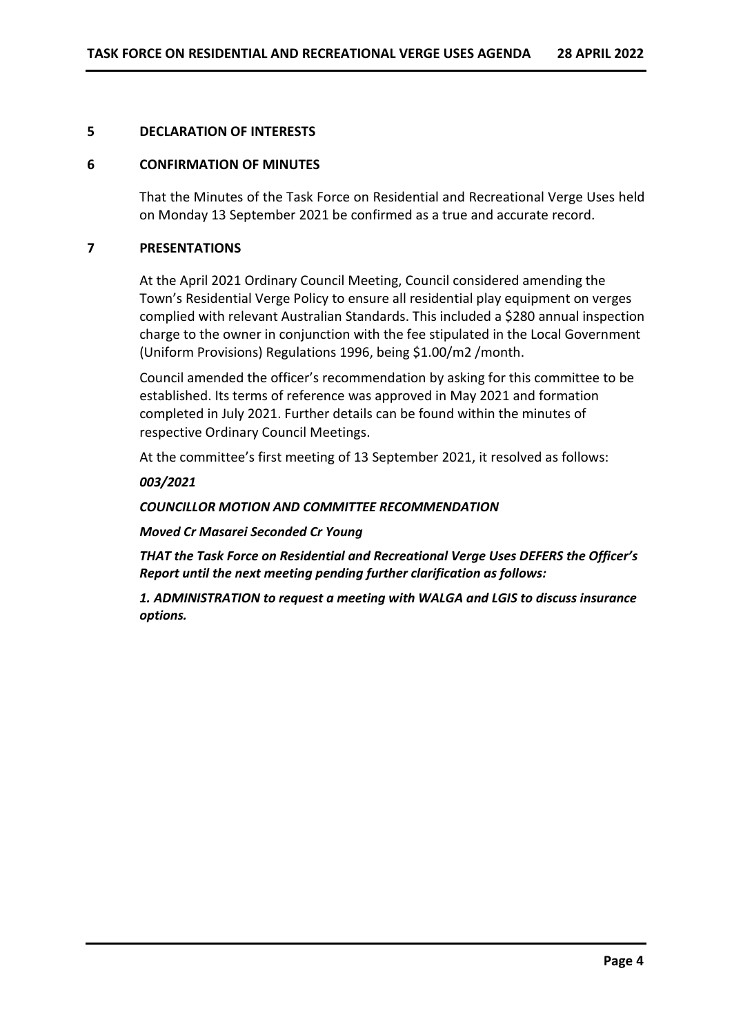## 5 DECLARATION OF INTERESTS

## 6 CONFIRMATION OF MINUTES

That the Minutes of the Task Force on Residential and Recreational Verge Uses held on Monday 13 September 2021 be confirmed as a true and accurate record.

## 7 PRESENTATIONS

At the April 2021 Ordinary Council Meeting, Council considered amending the Town's Residential Verge Policy to ensure all residential play equipment on verges complied with relevant Australian Standards. This included a $280 annual inspection charge to the owner in conjunction with the fee stipulated in the Local Government (Uniform Provisions) Regulations 1996, being $1.00/m2 /month.

Council amended the officer's recommendation by asking for this committee to be established. Its terms of reference was approved in May 2021 and formation completed in July 2021. Further details can be found within the minutes of respective Ordinary Council Meetings.

At the committee's first meeting of 13 September 2021, it resolved as follows:

***003/2021***

***COUNCILLOR MOTION AND COMMITTEE RECOMMENDATION***

***Moved Cr Masarei Seconded Cr Young***

***THAT the Task Force on Residential and Recreational Verge Uses DEFERS the Officer's Report until the next meeting pending further clarification as follows:***

***1. ADMINISTRATION to request a meeting with WALGA and LGIS to discuss insurance options.***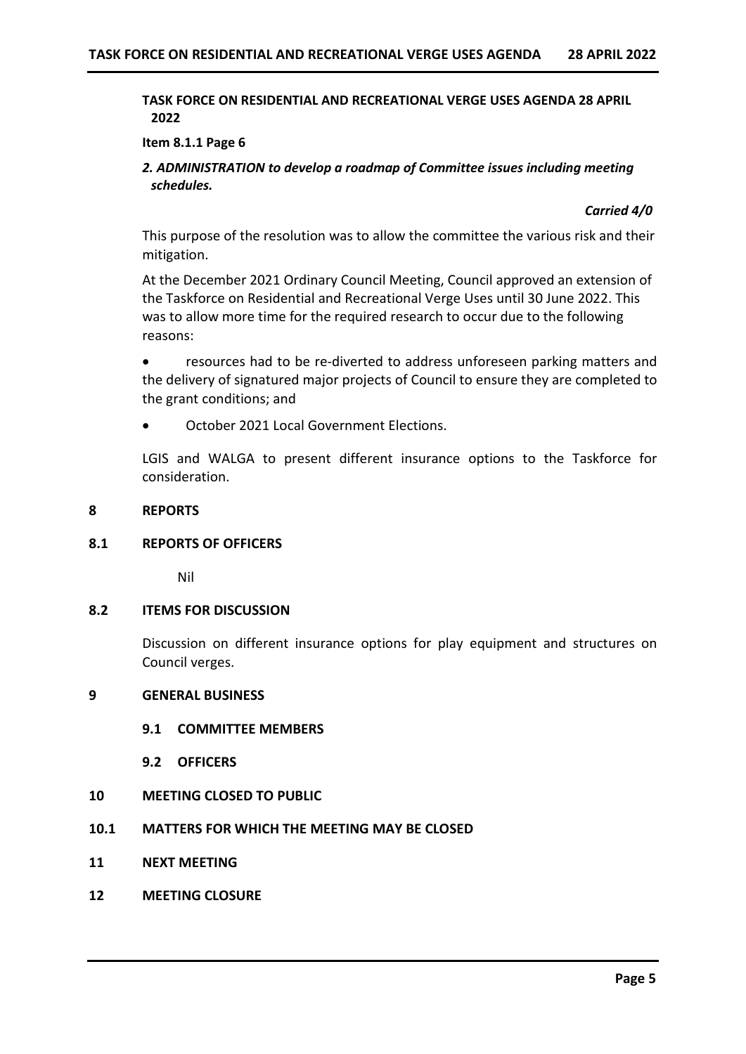**TASK FORCE ON RESIDENTIAL AND RECREATIONAL VERGE USES AGENDA 28 APRIL 2022**

**Item 8.1.1 Page 6**

***2. ADMINISTRATION to develop a roadmap of Committee issues including meeting schedules.***

***Carried 4/0***

This purpose of the resolution was to allow the committee the various risk and their mitigation.

At the December 2021 Ordinary Council Meeting, Council approved an extension of the Taskforce on Residential and Recreational Verge Uses until 30 June 2022. This was to allow more time for the required research to occur due to the following reasons:

- resources had to be re-diverted to address unforeseen parking matters and the delivery of signatured major projects of Council to ensure they are completed to the grant conditions; and
- October 2021 Local Government Elections.

LGIS and WALGA to present different insurance options to the Taskforce for consideration.

## 8 REPORTS

### 8.1 REPORTS OF OFFICERS

Nil

### 8.2 ITEMS FOR DISCUSSION

Discussion on different insurance options for play equipment and structures on Council verges.

## 9 GENERAL BUSINESS

### 9.1 COMMITTEE MEMBERS

### 9.2 OFFICERS

## 10 MEETING CLOSED TO PUBLIC

### 10.1 MATTERS FOR WHICH THE MEETING MAY BE CLOSED

## 11 NEXT MEETING

## 12 MEETING CLOSURE